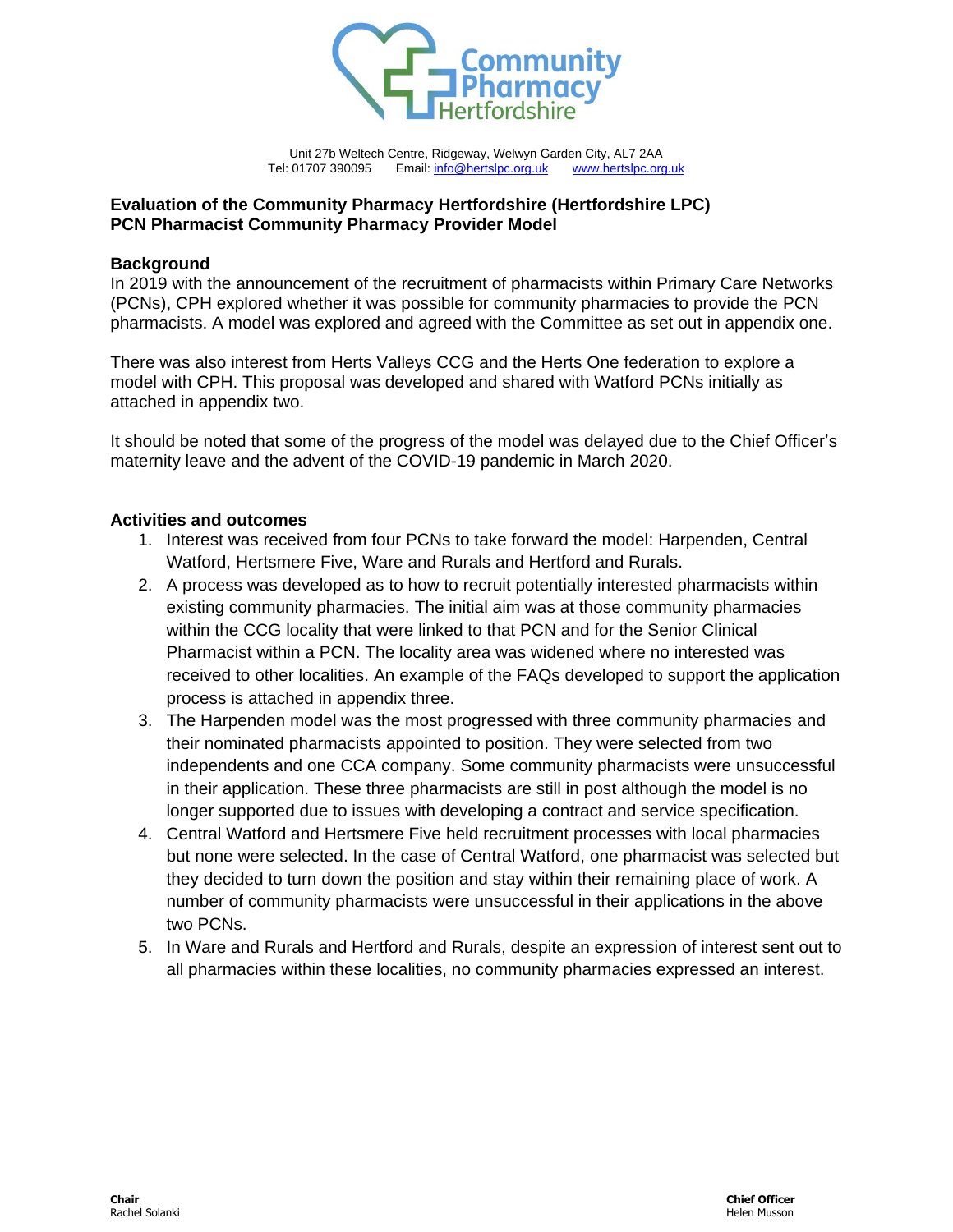Unit 27b Weltech Centre, Ridgeway, Welwyn Garden City, AL7 2AA
Tel: 01707 390095 Email: info@hertslpc.org.uk www.hertslpc.org.uk

## Evaluation of the Community Pharmacy Hertfordshire (Hertfordshire LPC) PCN Pharmacist Community Pharmacy Provider Model

### Background

In 2019 with the announcement of the recruitment of pharmacists within Primary Care Networks (PCNs), CPH explored whether it was possible for community pharmacies to provide the PCN pharmacists. A model was explored and agreed with the Committee as set out in appendix one.

There was also interest from Herts Valleys CCG and the Herts One federation to explore a model with CPH. This proposal was developed and shared with Watford PCNs initially as attached in appendix two.

It should be noted that some of the progress of the model was delayed due to the Chief Officer's maternity leave and the advent of the COVID-19 pandemic in March 2020.

### Activities and outcomes

1. Interest was received from four PCNs to take forward the model: Harpenden, Central Watford, Hertsmere Five, Ware and Rurals and Hertford and Rurals.
2. A process was developed as to how to recruit potentially interested pharmacists within existing community pharmacies. The initial aim was at those community pharmacies within the CCG locality that were linked to that PCN and for the Senior Clinical Pharmacist within a PCN. The locality area was widened where no interested was received to other localities. An example of the FAQs developed to support the application process is attached in appendix three.
3. The Harpenden model was the most progressed with three community pharmacies and their nominated pharmacists appointed to position. They were selected from two independents and one CCA company. Some community pharmacists were unsuccessful in their application. These three pharmacists are still in post although the model is no longer supported due to issues with developing a contract and service specification.
4. Central Watford and Hertsmere Five held recruitment processes with local pharmacies but none were selected. In the case of Central Watford, one pharmacist was selected but they decided to turn down the position and stay within their remaining place of work. A number of community pharmacists were unsuccessful in their applications in the above two PCNs.
5. In Ware and Rurals and Hertford and Rurals, despite an expression of interest sent out to all pharmacies within these localities, no community pharmacies expressed an interest.

**Chair**
Rachel Solanki

**Chief Officer**
Helen Musson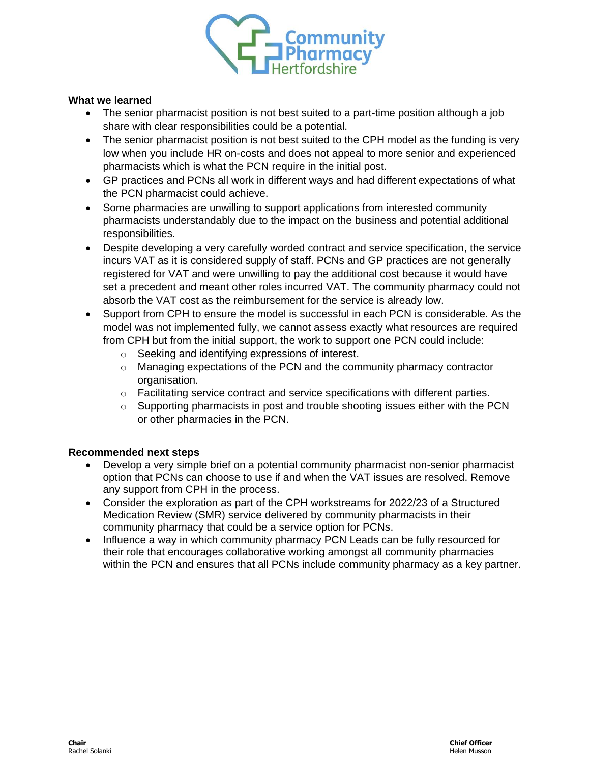**What we learned**

- The senior pharmacist position is not best suited to a part-time position although a job share with clear responsibilities could be a potential.
- The senior pharmacist position is not best suited to the CPH model as the funding is very low when you include HR on-costs and does not appeal to more senior and experienced pharmacists which is what the PCN require in the initial post.
- GP practices and PCNs all work in different ways and had different expectations of what the PCN pharmacist could achieve.
- Some pharmacies are unwilling to support applications from interested community pharmacists understandably due to the impact on the business and potential additional responsibilities.
- Despite developing a very carefully worded contract and service specification, the service incurs VAT as it is considered supply of staff. PCNs and GP practices are not generally registered for VAT and were unwilling to pay the additional cost because it would have set a precedent and meant other roles incurred VAT. The community pharmacy could not absorb the VAT cost as the reimbursement for the service is already low.
- Support from CPH to ensure the model is successful in each PCN is considerable. As the model was not implemented fully, we cannot assess exactly what resources are required from CPH but from the initial support, the work to support one PCN could include:
  - Seeking and identifying expressions of interest.
  - Managing expectations of the PCN and the community pharmacy contractor organisation.
  - Facilitating service contract and service specifications with different parties.
  - Supporting pharmacists in post and trouble shooting issues either with the PCN or other pharmacies in the PCN.

**Recommended next steps**

- Develop a very simple brief on a potential community pharmacist non-senior pharmacist option that PCNs can choose to use if and when the VAT issues are resolved. Remove any support from CPH in the process.
- Consider the exploration as part of the CPH workstreams for 2022/23 of a Structured Medication Review (SMR) service delivered by community pharmacists in their community pharmacy that could be a service option for PCNs.
- Influence a way in which community pharmacy PCN Leads can be fully resourced for their role that encourages collaborative working amongst all community pharmacies within the PCN and ensures that all PCNs include community pharmacy as a key partner.